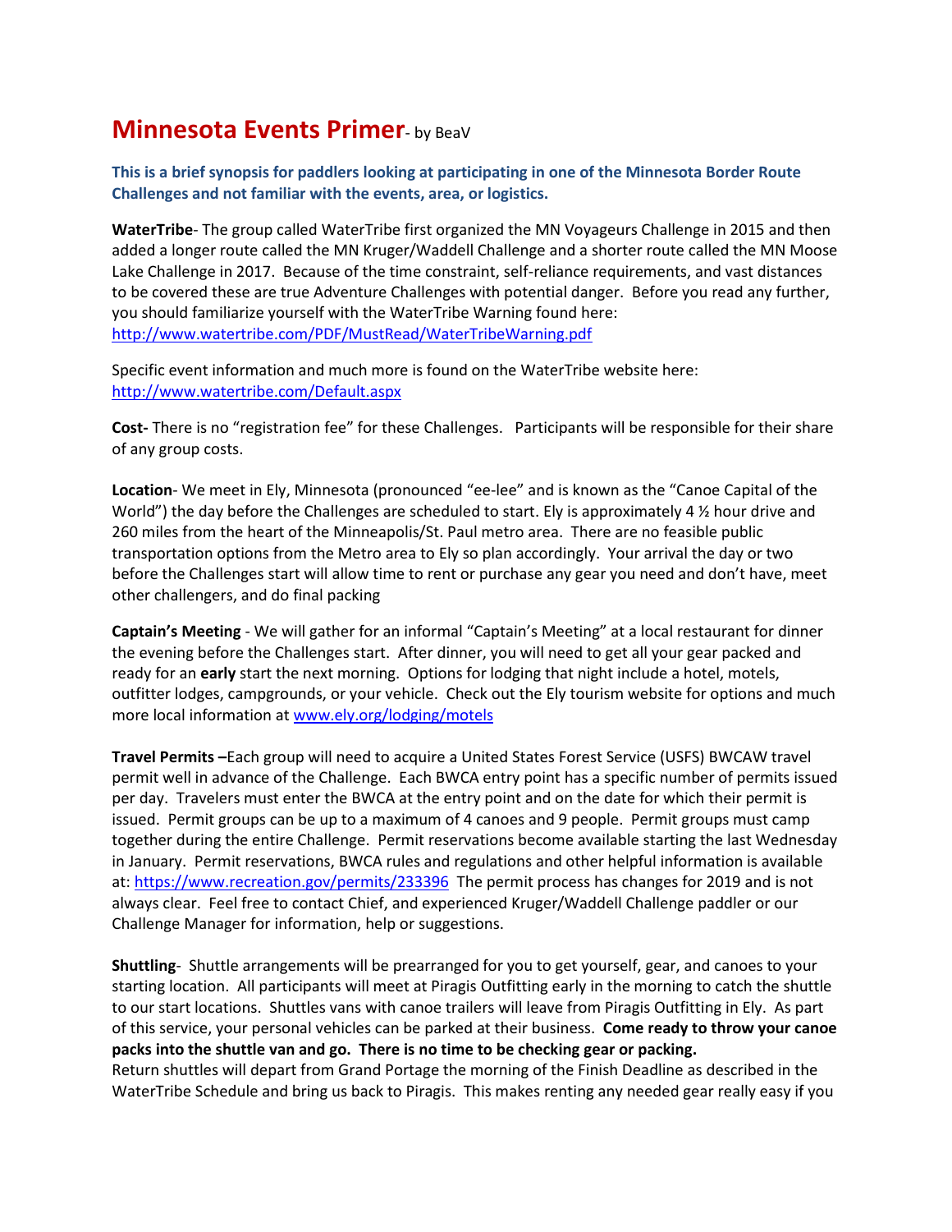# Minnesota Events Primer- by BeaV

**This is a brief synopsis for paddlers looking at participating in one of the Minnesota Border Route Challenges and not familiar with the events, area, or logistics.**

**WaterTribe**- The group called WaterTribe first organized the MN Voyageurs Challenge in 2015 and then added a longer route called the MN Kruger/Waddell Challenge and a shorter route called the MN Moose Lake Challenge in 2017. Because of the time constraint, self-reliance requirements, and vast distances to be covered these are true Adventure Challenges with potential danger. Before you read any further, you should familiarize yourself with the WaterTribe Warning found here: http://www.watertribe.com/PDF/MustRead/WaterTribeWarning.pdf

Specific event information and much more is found on the WaterTribe website here: http://www.watertribe.com/Default.aspx

**Cost-** There is no "registration fee" for these Challenges. Participants will be responsible for their share of any group costs.

**Location**- We meet in Ely, Minnesota (pronounced "ee-lee" and is known as the "Canoe Capital of the World") the day before the Challenges are scheduled to start. Ely is approximately 4 ½ hour drive and 260 miles from the heart of the Minneapolis/St. Paul metro area. There are no feasible public transportation options from the Metro area to Ely so plan accordingly. Your arrival the day or two before the Challenges start will allow time to rent or purchase any gear you need and don't have, meet other challengers, and do final packing

**Captain's Meeting** - We will gather for an informal "Captain's Meeting" at a local restaurant for dinner the evening before the Challenges start. After dinner, you will need to get all your gear packed and ready for an **early** start the next morning. Options for lodging that night include a hotel, motels, outfitter lodges, campgrounds, or your vehicle. Check out the Ely tourism website for options and much more local information at www.ely.org/lodging/motels

**Travel Permits –**Each group will need to acquire a United States Forest Service (USFS) BWCAW travel permit well in advance of the Challenge. Each BWCA entry point has a specific number of permits issued per day. Travelers must enter the BWCA at the entry point and on the date for which their permit is issued. Permit groups can be up to a maximum of 4 canoes and 9 people. Permit groups must camp together during the entire Challenge. Permit reservations become available starting the last Wednesday in January. Permit reservations, BWCA rules and regulations and other helpful information is available at: https://www.recreation.gov/permits/233396 The permit process has changes for 2019 and is not always clear. Feel free to contact Chief, and experienced Kruger/Waddell Challenge paddler or our Challenge Manager for information, help or suggestions.

**Shuttling**- Shuttle arrangements will be prearranged for you to get yourself, gear, and canoes to your starting location. All participants will meet at Piragis Outfitting early in the morning to catch the shuttle to our start locations. Shuttles vans with canoe trailers will leave from Piragis Outfitting in Ely. As part of this service, your personal vehicles can be parked at their business. **Come ready to throw your canoe packs into the shuttle van and go. There is no time to be checking gear or packing.**
Return shuttles will depart from Grand Portage the morning of the Finish Deadline as described in the WaterTribe Schedule and bring us back to Piragis. This makes renting any needed gear really easy if you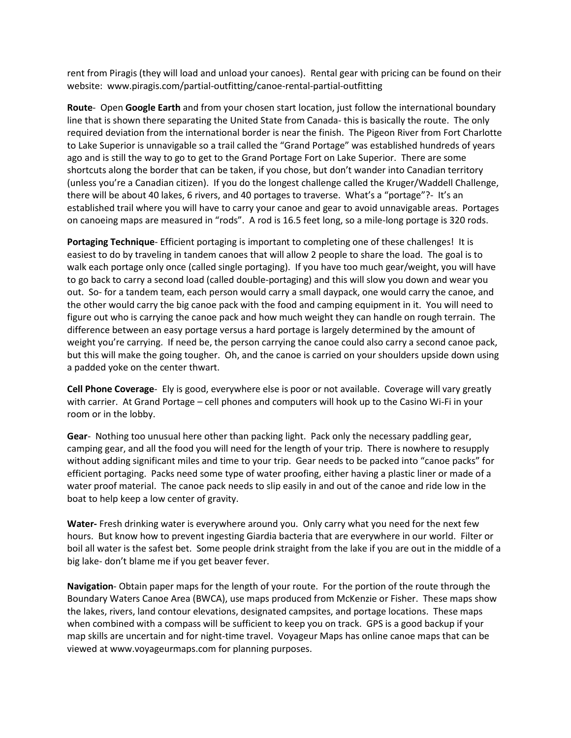rent from Piragis (they will load and unload your canoes). Rental gear with pricing can be found on their website: www.piragis.com/partial-outfitting/canoe-rental-partial-outfitting

**Route**- Open **Google Earth** and from your chosen start location, just follow the international boundary line that is shown there separating the United State from Canada- this is basically the route. The only required deviation from the international border is near the finish. The Pigeon River from Fort Charlotte to Lake Superior is unnavigable so a trail called the "Grand Portage" was established hundreds of years ago and is still the way to go to get to the Grand Portage Fort on Lake Superior. There are some shortcuts along the border that can be taken, if you chose, but don't wander into Canadian territory (unless you're a Canadian citizen). If you do the longest challenge called the Kruger/Waddell Challenge, there will be about 40 lakes, 6 rivers, and 40 portages to traverse. What's a "portage"?- It's an established trail where you will have to carry your canoe and gear to avoid unnavigable areas. Portages on canoeing maps are measured in "rods". A rod is 16.5 feet long, so a mile-long portage is 320 rods.

**Portaging Technique**- Efficient portaging is important to completing one of these challenges! It is easiest to do by traveling in tandem canoes that will allow 2 people to share the load. The goal is to walk each portage only once (called single portaging). If you have too much gear/weight, you will have to go back to carry a second load (called double-portaging) and this will slow you down and wear you out. So- for a tandem team, each person would carry a small daypack, one would carry the canoe, and the other would carry the big canoe pack with the food and camping equipment in it. You will need to figure out who is carrying the canoe pack and how much weight they can handle on rough terrain. The difference between an easy portage versus a hard portage is largely determined by the amount of weight you're carrying. If need be, the person carrying the canoe could also carry a second canoe pack, but this will make the going tougher. Oh, and the canoe is carried on your shoulders upside down using a padded yoke on the center thwart.

**Cell Phone Coverage**- Ely is good, everywhere else is poor or not available. Coverage will vary greatly with carrier. At Grand Portage – cell phones and computers will hook up to the Casino Wi-Fi in your room or in the lobby.

**Gear**- Nothing too unusual here other than packing light. Pack only the necessary paddling gear, camping gear, and all the food you will need for the length of your trip. There is nowhere to resupply without adding significant miles and time to your trip. Gear needs to be packed into "canoe packs" for efficient portaging. Packs need some type of water proofing, either having a plastic liner or made of a water proof material. The canoe pack needs to slip easily in and out of the canoe and ride low in the boat to help keep a low center of gravity.

**Water-** Fresh drinking water is everywhere around you. Only carry what you need for the next few hours. But know how to prevent ingesting Giardia bacteria that are everywhere in our world. Filter or boil all water is the safest bet. Some people drink straight from the lake if you are out in the middle of a big lake- don't blame me if you get beaver fever.

**Navigation**- Obtain paper maps for the length of your route. For the portion of the route through the Boundary Waters Canoe Area (BWCA), use maps produced from McKenzie or Fisher. These maps show the lakes, rivers, land contour elevations, designated campsites, and portage locations. These maps when combined with a compass will be sufficient to keep you on track. GPS is a good backup if your map skills are uncertain and for night-time travel. Voyageur Maps has online canoe maps that can be viewed at www.voyageurmaps.com for planning purposes.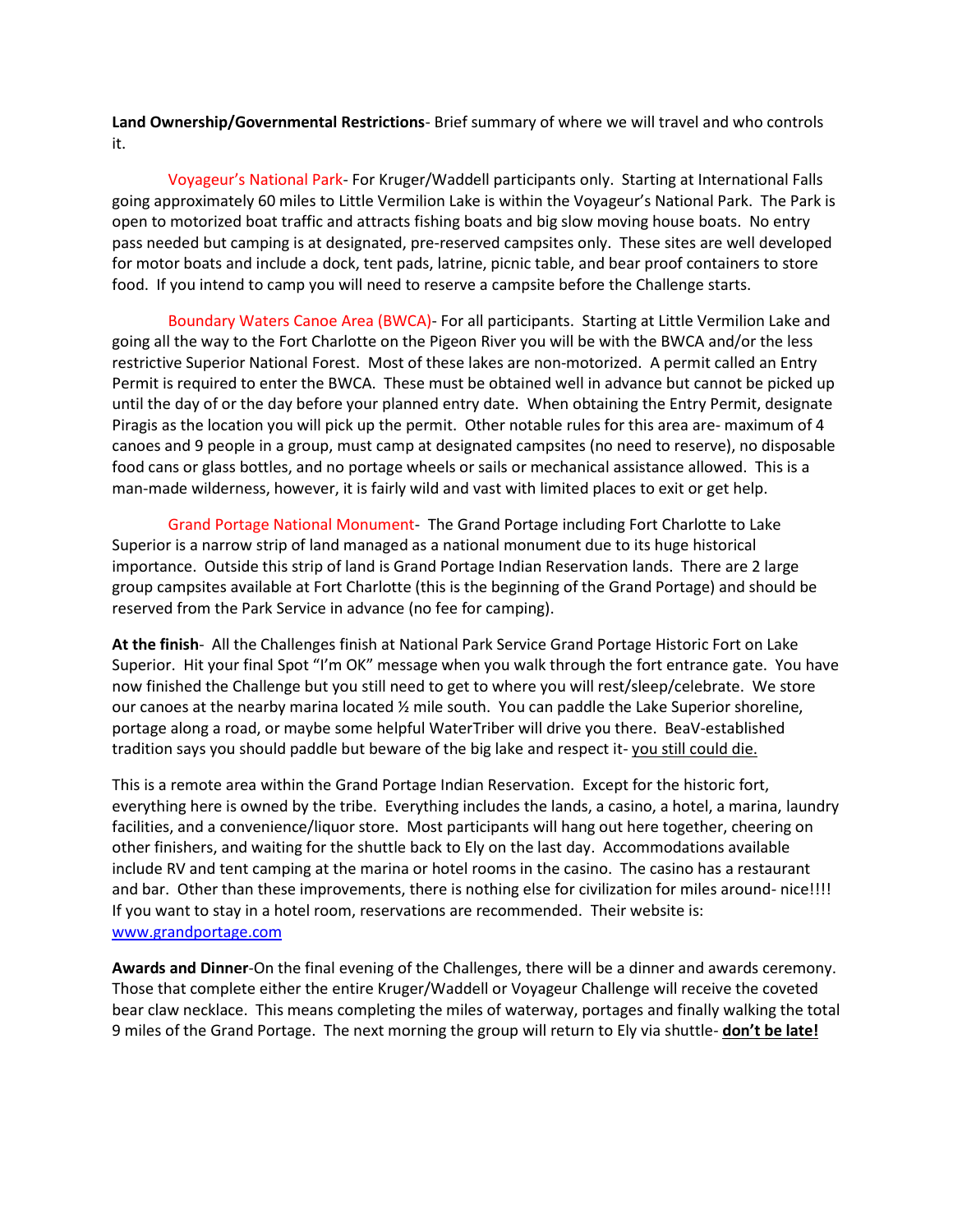**Land Ownership/Governmental Restrictions**- Brief summary of where we will travel and who controls it.

Voyageur's National Park- For Kruger/Waddell participants only. Starting at International Falls going approximately 60 miles to Little Vermilion Lake is within the Voyageur's National Park. The Park is open to motorized boat traffic and attracts fishing boats and big slow moving house boats. No entry pass needed but camping is at designated, pre-reserved campsites only. These sites are well developed for motor boats and include a dock, tent pads, latrine, picnic table, and bear proof containers to store food. If you intend to camp you will need to reserve a campsite before the Challenge starts.

Boundary Waters Canoe Area (BWCA)- For all participants. Starting at Little Vermilion Lake and going all the way to the Fort Charlotte on the Pigeon River you will be with the BWCA and/or the less restrictive Superior National Forest. Most of these lakes are non-motorized. A permit called an Entry Permit is required to enter the BWCA. These must be obtained well in advance but cannot be picked up until the day of or the day before your planned entry date. When obtaining the Entry Permit, designate Piragis as the location you will pick up the permit. Other notable rules for this area are- maximum of 4 canoes and 9 people in a group, must camp at designated campsites (no need to reserve), no disposable food cans or glass bottles, and no portage wheels or sails or mechanical assistance allowed. This is a man-made wilderness, however, it is fairly wild and vast with limited places to exit or get help.

Grand Portage National Monument- The Grand Portage including Fort Charlotte to Lake Superior is a narrow strip of land managed as a national monument due to its huge historical importance. Outside this strip of land is Grand Portage Indian Reservation lands. There are 2 large group campsites available at Fort Charlotte (this is the beginning of the Grand Portage) and should be reserved from the Park Service in advance (no fee for camping).

**At the finish**- All the Challenges finish at National Park Service Grand Portage Historic Fort on Lake Superior. Hit your final Spot "I'm OK" message when you walk through the fort entrance gate. You have now finished the Challenge but you still need to get to where you will rest/sleep/celebrate. We store our canoes at the nearby marina located ½ mile south. You can paddle the Lake Superior shoreline, portage along a road, or maybe some helpful WaterTriber will drive you there. BeaV-established tradition says you should paddle but beware of the big lake and respect it- you still could die.

This is a remote area within the Grand Portage Indian Reservation. Except for the historic fort, everything here is owned by the tribe. Everything includes the lands, a casino, a hotel, a marina, laundry facilities, and a convenience/liquor store. Most participants will hang out here together, cheering on other finishers, and waiting for the shuttle back to Ely on the last day. Accommodations available include RV and tent camping at the marina or hotel rooms in the casino. The casino has a restaurant and bar. Other than these improvements, there is nothing else for civilization for miles around- nice!!!! If you want to stay in a hotel room, reservations are recommended. Their website is: [www.grandportage.com](http://www.grandportage.com)

**Awards and Dinner**-On the final evening of the Challenges, there will be a dinner and awards ceremony. Those that complete either the entire Kruger/Waddell or Voyageur Challenge will receive the coveted bear claw necklace. This means completing the miles of waterway, portages and finally walking the total 9 miles of the Grand Portage. The next morning the group will return to Ely via shuttle- **don't be late!**